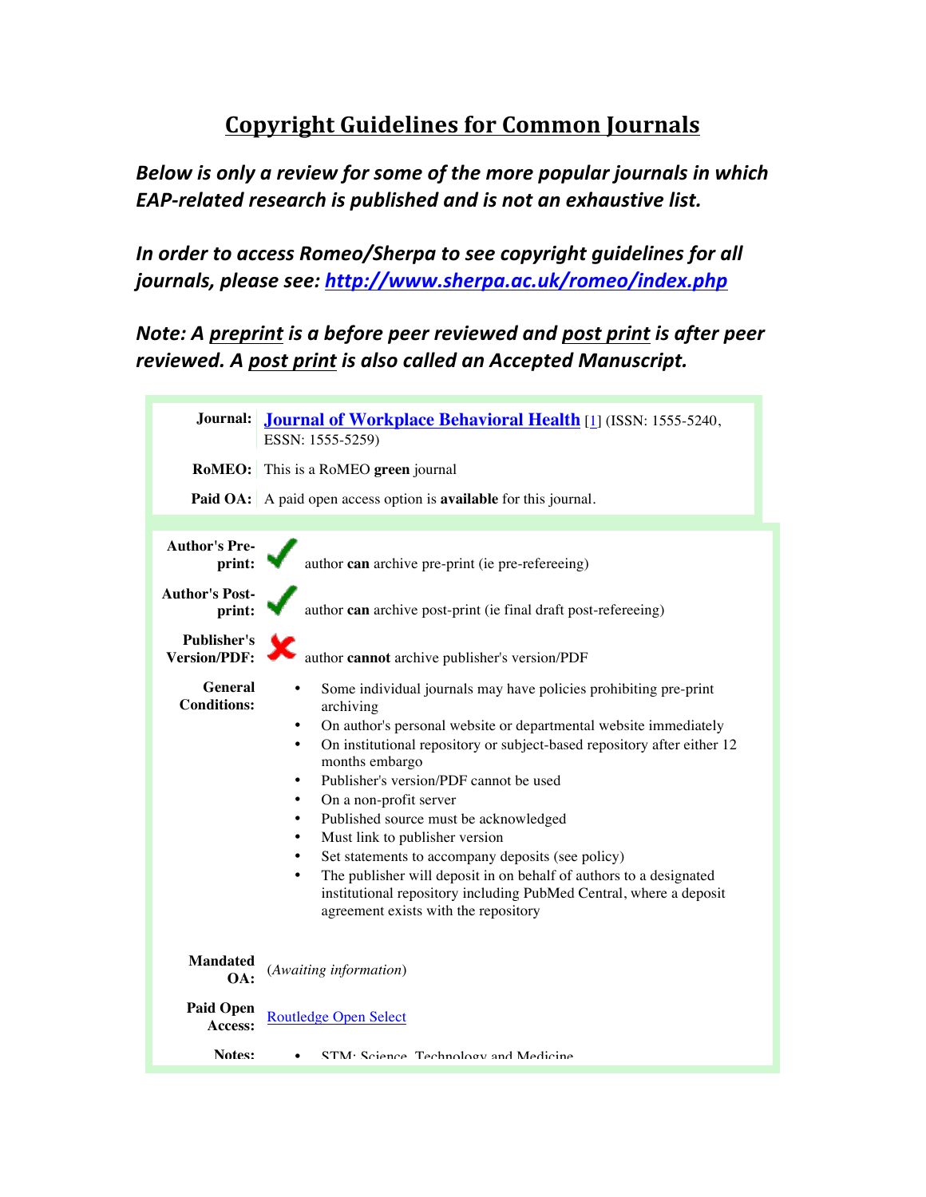# Copyright Guidelines for Common Journals

***Below is only a review for some of the more popular journals in which EAP-related research is published and is not an exhaustive list.***

***In order to access Romeo/Sherpa to see copyright guidelines for all journals, please see: [http://www.sherpa.ac.uk/romeo/index.php](http://www.sherpa.ac.uk/romeo/index.php)***

***Note: A preprint is a before peer reviewed and post print is after peer reviewed. A post print is also called an Accepted Manuscript.***

| | |
|---|---|
| **Journal:** | **Journal of Workplace Behavioral Health** [1] (ISSN: 1555-5240, ESSN: 1555-5259) |
| **RoMEO:** | This is a RoMEO **green** journal |
| **Paid OA:** | A paid open access option is **available** for this journal. |

| | |
|---|---|
| **Author's Pre-print:** | ✔ author **can** archive pre-print (ie pre-refereeing) |
| **Author's Post-print:** | ✔ author **can** archive post-print (ie final draft post-refereeing) |
| **Publisher's Version/PDF:** | ✘ author **cannot** archive publisher's version/PDF |
| **General Conditions:** | • Some individual journals may have policies prohibiting pre-print archiving<br>• On author's personal website or departmental website immediately<br>• On institutional repository or subject-based repository after either 12 months embargo<br>• Publisher's version/PDF cannot be used<br>• On a non-profit server<br>• Published source must be acknowledged<br>• Must link to publisher version<br>• Set statements to accompany deposits (see policy)<br>• The publisher will deposit in on behalf of authors to a designated institutional repository including PubMed Central, where a deposit agreement exists with the repository |
| **Mandated OA:** | *(Awaiting information)* |
| **Paid Open Access:** | Routledge Open Select |
| **Notes:** | • STM: Science, Technology and Medicine |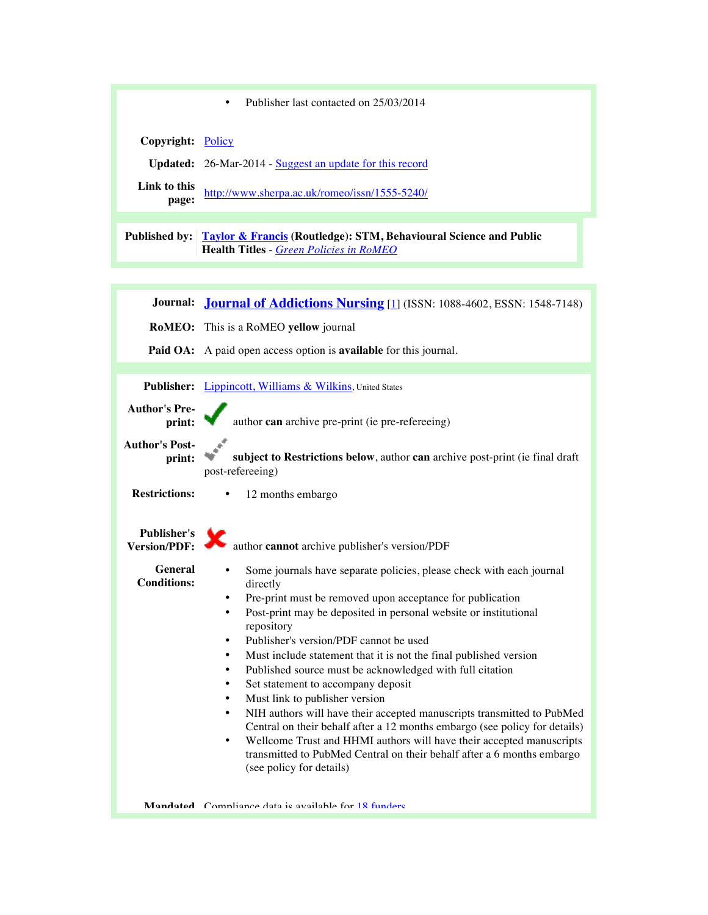- Publisher last contacted on 25/03/2014

**Copyright:** Policy

**Updated:** 26-Mar-2014 - Suggest an update for this record

**Link to this page:** http://www.sherpa.ac.uk/romeo/issn/1555-5240/

**Published by:** **Taylor & Francis (Routledge): STM, Behavioural Science and Public Health Titles** - *Green Policies in RoMEO*

**Journal:** **Journal of Addictions Nursing** [1] (ISSN: 1088-4602, ESSN: 1548-7148)

**RoMEO:** This is a RoMEO **yellow** journal

**Paid OA:** A paid open access option is **available** for this journal.

**Publisher:** Lippincott, Williams & Wilkins, United States

**Author's Pre-print:** author **can** archive pre-print (ie pre-refereeing)

**Author's Post-print:** **subject to Restrictions below**, author **can** archive post-print (ie final draft post-refereeing)

**Restrictions:**

- 12 months embargo

**Publisher's Version/PDF:** author **cannot** archive publisher's version/PDF

**General Conditions:**

- Some journals have separate policies, please check with each journal directly
- Pre-print must be removed upon acceptance for publication
- Post-print may be deposited in personal website or institutional repository
- Publisher's version/PDF cannot be used
- Must include statement that it is not the final published version
- Published source must be acknowledged with full citation
- Set statement to accompany deposit
- Must link to publisher version
- NIH authors will have their accepted manuscripts transmitted to PubMed Central on their behalf after a 12 months embargo (see policy for details)
- Wellcome Trust and HHMI authors will have their accepted manuscripts transmitted to PubMed Central on their behalf after a 6 months embargo (see policy for details)

**Mandated** Compliance data is available for 18 funders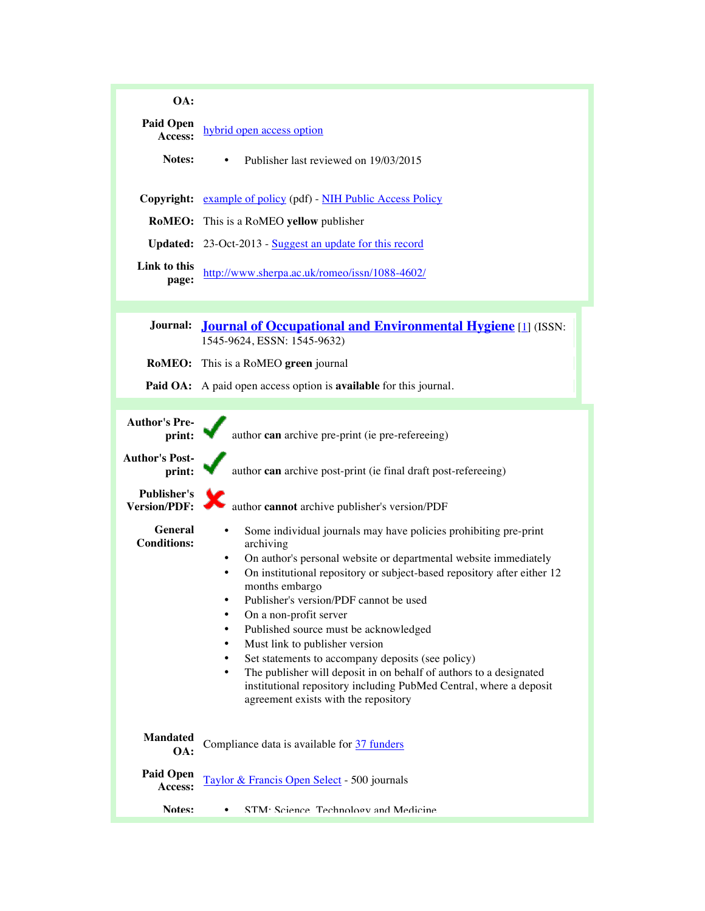**OA:**

**Paid Open Access:** hybrid open access option

**Notes:**

- Publisher last reviewed on 19/03/2015

**Copyright:** example of policy (pdf) - NIH Public Access Policy

**RoMEO:** This is a RoMEO **yellow** publisher

**Updated:** 23-Oct-2013 - Suggest an update for this record

**Link to this page:** http://www.sherpa.ac.uk/romeo/issn/1088-4602/

---

**Journal:** **Journal of Occupational and Environmental Hygiene** [1] (ISSN: 1545-9624, ESSN: 1545-9632)

**RoMEO:** This is a RoMEO **green** journal

**Paid OA:** A paid open access option is **available** for this journal.

---

**Author's Pre-print:** ✔ author **can** archive pre-print (ie pre-refereeing)

**Author's Post-print:** ✔ author **can** archive post-print (ie final draft post-refereeing)

**Publisher's Version/PDF:** ✘ author **cannot** archive publisher's version/PDF

**General Conditions:**

- Some individual journals may have policies prohibiting pre-print archiving
- On author's personal website or departmental website immediately
- On institutional repository or subject-based repository after either 12 months embargo
- Publisher's version/PDF cannot be used
- On a non-profit server
- Published source must be acknowledged
- Must link to publisher version
- Set statements to accompany deposits (see policy)
- The publisher will deposit in on behalf of authors to a designated institutional repository including PubMed Central, where a deposit agreement exists with the repository

**Mandated OA:** Compliance data is available for 37 funders

**Paid Open Access:** Taylor & Francis Open Select - 500 journals

**Notes:**

- STM: Science, Technology and Medicine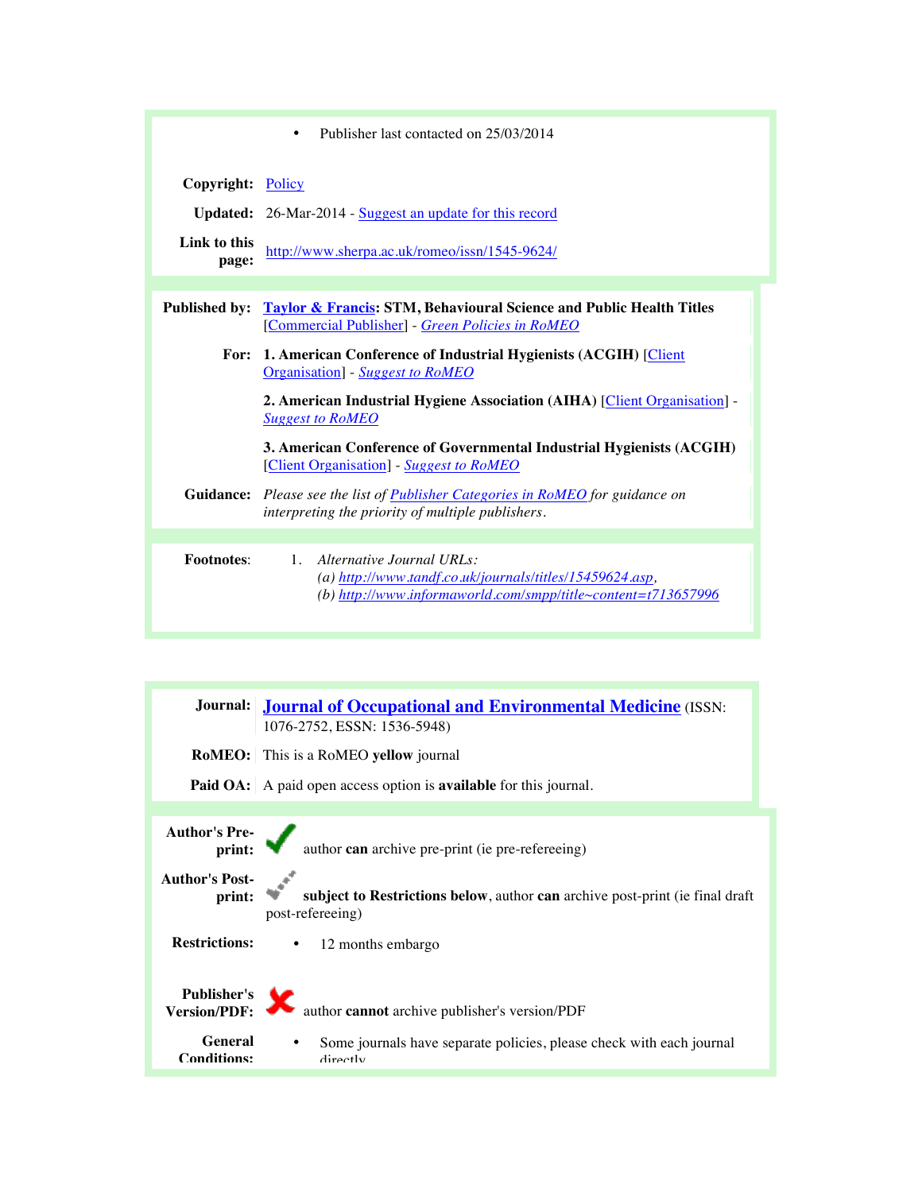- Publisher last contacted on 25/03/2014

**Copyright:** Policy

**Updated:** 26-Mar-2014 - Suggest an update for this record

**Link to this page:** http://www.sherpa.ac.uk/romeo/issn/1545-9624/

**Published by:** **Taylor & Francis: STM, Behavioural Science and Public Health Titles** [Commercial Publisher] - *Green Policies in RoMEO*

**For:** **1. American Conference of Industrial Hygienists (ACGIH)** [Client Organisation] - *Suggest to RoMEO*

**2. American Industrial Hygiene Association (AIHA)** [Client Organisation] - *Suggest to RoMEO*

**3. American Conference of Governmental Industrial Hygienists (ACGIH)** [Client Organisation] - *Suggest to RoMEO*

**Guidance:** *Please see the list of Publisher Categories in RoMEO for guidance on interpreting the priority of multiple publishers.*

**Footnotes:**

1. *Alternative Journal URLs:*
   *(a) http://www.tandf.co.uk/journals/titles/15459624.asp,*
   *(b) http://www.informaworld.com/smpp/title~content=t713657996*

---

**Journal:** **Journal of Occupational and Environmental Medicine** (ISSN: 1076-2752, ESSN: 1536-5948)

**RoMEO:** This is a RoMEO **yellow** journal

**Paid OA:** A paid open access option is **available** for this journal.

**Author's Pre-print:** author **can** archive pre-print (ie pre-refereeing)

**Author's Post-print:** **subject to Restrictions below**, author **can** archive post-print (ie final draft post-refereeing)

**Restrictions:**

- 12 months embargo

**Publisher's Version/PDF:** author **cannot** archive publisher's version/PDF

**General Conditions:**

- Some journals have separate policies, please check with each journal directly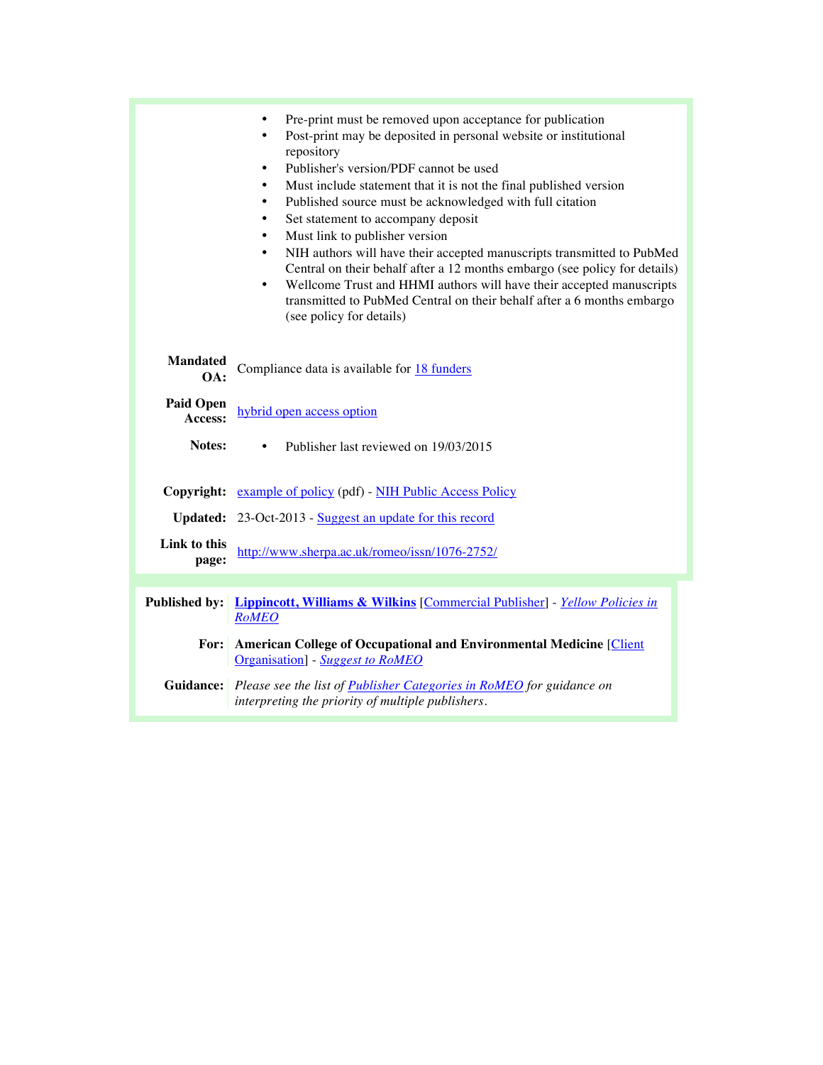- Pre-print must be removed upon acceptance for publication
- Post-print may be deposited in personal website or institutional repository
- Publisher's version/PDF cannot be used
- Must include statement that it is not the final published version
- Published source must be acknowledged with full citation
- Set statement to accompany deposit
- Must link to publisher version
- NIH authors will have their accepted manuscripts transmitted to PubMed Central on their behalf after a 12 months embargo (see policy for details)
- Wellcome Trust and HHMI authors will have their accepted manuscripts transmitted to PubMed Central on their behalf after a 6 months embargo (see policy for details)

**Mandated OA:** Compliance data is available for 18 funders

**Paid Open Access:** hybrid open access option

**Notes:**

- Publisher last reviewed on 19/03/2015

**Copyright:** example of policy (pdf) - NIH Public Access Policy

**Updated:** 23-Oct-2013 - Suggest an update for this record

**Link to this page:** http://www.sherpa.ac.uk/romeo/issn/1076-2752/

**Published by:** **Lippincott, Williams & Wilkins** [Commercial Publisher] - *Yellow Policies in RoMEO*

**For:** **American College of Occupational and Environmental Medicine** [Client Organisation] - *Suggest to RoMEO*

**Guidance:** *Please see the list of Publisher Categories in RoMEO for guidance on interpreting the priority of multiple publishers.*